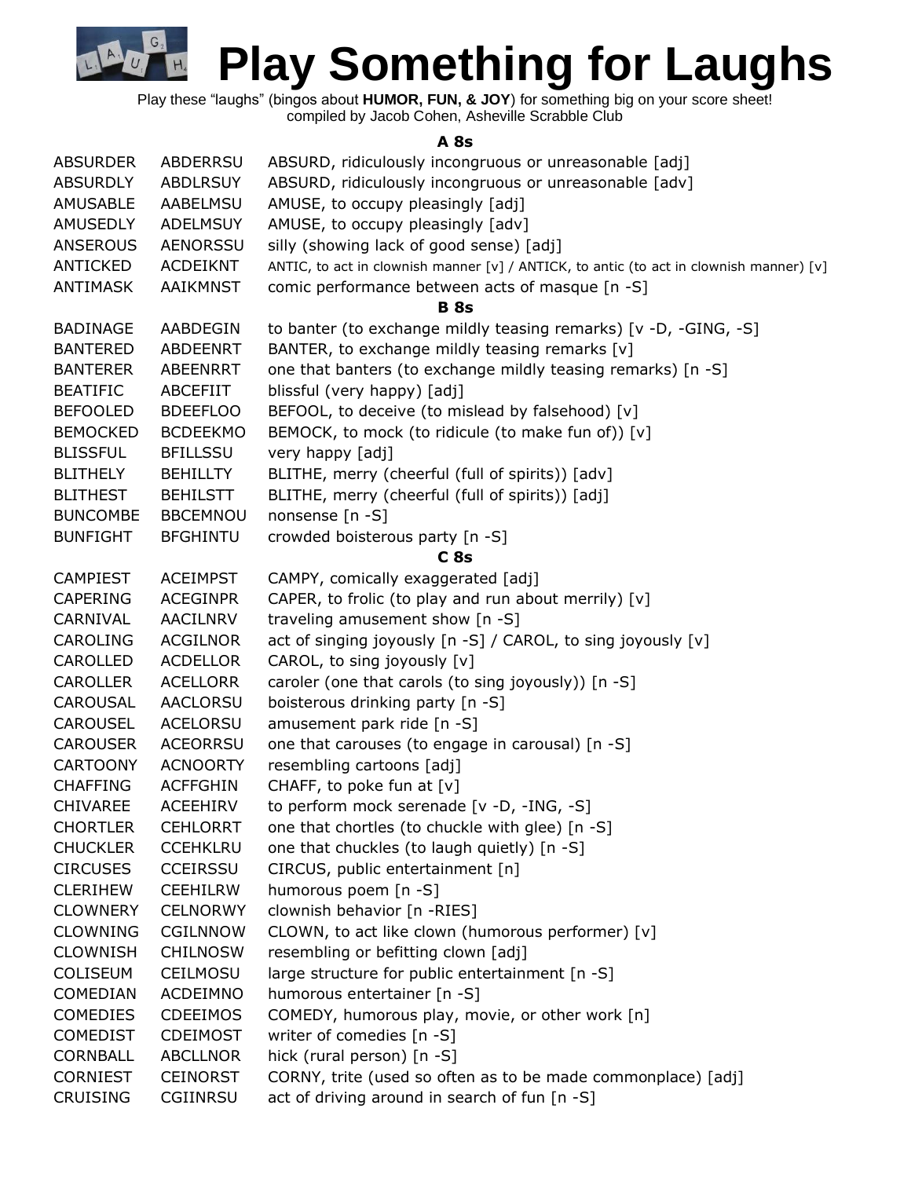# Play Something for Laughs

Play these "laughs" (bingos about **HUMOR, FUN, & JOY**) for something big on your score sheet!
compiled by Jacob Cohen, Asheville Scrabble Club

### A 8s

| | | |
|---|---|---|
| ABSURDER | ABDERRSU | ABSURD, ridiculously incongruous or unreasonable [adj] |
| ABSURDLY | ABDLRSUY | ABSURD, ridiculously incongruous or unreasonable [adv] |
| AMUSABLE | AABELMSU | AMUSE, to occupy pleasingly [adj] |
| AMUSEDLY | ADELMSUY | AMUSE, to occupy pleasingly [adv] |
| ANSEROUS | AENORSSU | silly (showing lack of good sense) [adj] |
| ANTICKED | ACDEIKNT | ANTIC, to act in clownish manner [v] / ANTICK, to antic (to act in clownish manner) [v] |
| ANTIMASK | AAIKMNST | comic performance between acts of masque [n -S] |

### B 8s

| | | |
|---|---|---|
| BADINAGE | AABDEGIN | to banter (to exchange mildly teasing remarks) [v -D, -GING, -S] |
| BANTERED | ABDEENRT | BANTER, to exchange mildly teasing remarks [v] |
| BANTERER | ABEENRRT | one that banters (to exchange mildly teasing remarks) [n -S] |
| BEATIFIC | ABCEFIIT | blissful (very happy) [adj] |
| BEFOOLED | BDEEFLOO | BEFOOL, to deceive (to mislead by falsehood) [v] |
| BEMOCKED | BCDEEKMO | BEMOCK, to mock (to ridicule (to make fun of)) [v] |
| BLISSFUL | BFILLSSU | very happy [adj] |
| BLITHELY | BEHILLTY | BLITHE, merry (cheerful (full of spirits)) [adv] |
| BLITHEST | BEHILSTT | BLITHE, merry (cheerful (full of spirits)) [adj] |
| BUNCOMBE | BBCEMNOU | nonsense [n -S] |
| BUNFIGHT | BFGHINTU | crowded boisterous party [n -S] |

### C 8s

| | | |
|---|---|---|
| CAMPIEST | ACEIMPST | CAMPY, comically exaggerated [adj] |
| CAPERING | ACEGINPR | CAPER, to frolic (to play and run about merrily) [v] |
| CARNIVAL | AACILNRV | traveling amusement show [n -S] |
| CAROLING | ACGILNOR | act of singing joyously [n -S] / CAROL, to sing joyously [v] |
| CAROLLED | ACDELLOR | CAROL, to sing joyously [v] |
| CAROLLER | ACELLORR | caroler (one that carols (to sing joyously)) [n -S] |
| CAROUSAL | AACLORSU | boisterous drinking party [n -S] |
| CAROUSEL | ACELORSU | amusement park ride [n -S] |
| CAROUSER | ACEORRSU | one that carouses (to engage in carousal) [n -S] |
| CARTOONY | ACNOORTY | resembling cartoons [adj] |
| CHAFFING | ACFFGHIN | CHAFF, to poke fun at [v] |
| CHIVAREE | ACEEHIRV | to perform mock serenade [v -D, -ING, -S] |
| CHORTLER | CEHLORRT | one that chortles (to chuckle with glee) [n -S] |
| CHUCKLER | CCEHKLRU | one that chuckles (to laugh quietly) [n -S] |
| CIRCUSES | CCEIRSSU | CIRCUS, public entertainment [n] |
| CLERIHEW | CEEHILRW | humorous poem [n -S] |
| CLOWNERY | CELNORWY | clownish behavior [n -RIES] |
| CLOWNING | CGILNNOW | CLOWN, to act like clown (humorous performer) [v] |
| CLOWNISH | CHILNOSW | resembling or befitting clown [adj] |
| COLISEUM | CEILMOSU | large structure for public entertainment [n -S] |
| COMEDIAN | ACDEIMNO | humorous entertainer [n -S] |
| COMEDIES | CDEEIMOS | COMEDY, humorous play, movie, or other work [n] |
| COMEDIST | CDEIMOST | writer of comedies [n -S] |
| CORNBALL | ABCLLNOR | hick (rural person) [n -S] |
| CORNIEST | CEINORST | CORNY, trite (used so often as to be made commonplace) [adj] |
| CRUISING | CGIINRSU | act of driving around in search of fun [n -S] |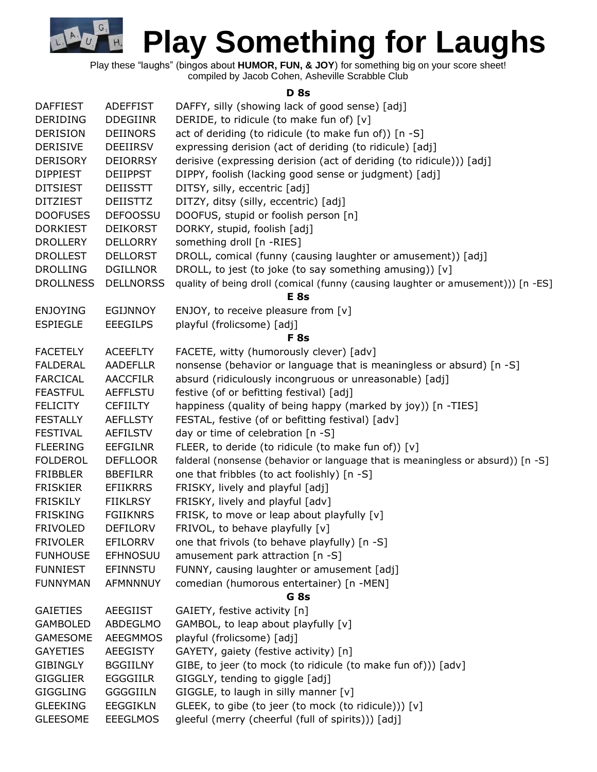# Play Something for Laughs

Play these "laughs" (bingos about **HUMOR, FUN, & JOY**) for something big on your score sheet!
compiled by Jacob Cohen, Asheville Scrabble Club

### D 8s

| | | |
|---|---|---|
| DAFFIEST | ADEFFIST | DAFFY, silly (showing lack of good sense) [adj] |
| DERIDING | DDEGIINR | DERIDE, to ridicule (to make fun of) [v] |
| DERISION | DEIINORS | act of deriding (to ridicule (to make fun of)) [n -S] |
| DERISIVE | DEEIIRSV | expressing derision (act of deriding (to ridicule) [adj] |
| DERISORY | DEIORRSY | derisive (expressing derision (act of deriding (to ridicule))) [adj] |
| DIPPIEST | DEIIPPST | DIPPY, foolish (lacking good sense or judgment) [adj] |
| DITSIEST | DEIISSTT | DITSY, silly, eccentric [adj] |
| DITZIEST | DEIISTTZ | DITZY, ditsy (silly, eccentric) [adj] |
| DOOFUSES | DEFOOSSU | DOOFUS, stupid or foolish person [n] |
| DORKIEST | DEIKORST | DORKY, stupid, foolish [adj] |
| DROLLERY | DELLORRY | something droll [n -RIES] |
| DROLLEST | DELLORST | DROLL, comical (funny (causing laughter or amusement)) [adj] |
| DROLLING | DGILLNOR | DROLL, to jest (to joke (to say something amusing)) [v] |
| DROLLNESS | DELLNORSS | quality of being droll (comical (funny (causing laughter or amusement))) [n -ES] |

### E 8s

| | | |
|---|---|---|
| ENJOYING | EGIJNNOY | ENJOY, to receive pleasure from [v] |
| ESPIEGLE | EEEGILPS | playful (frolicsome) [adj] |

### F 8s

| | | |
|---|---|---|
| FACETELY | ACEEFLTY | FACETE, witty (humorously clever) [adv] |
| FALDERAL | AADEFLLR | nonsense (behavior or language that is meaningless or absurd) [n -S] |
| FARCICAL | AACCFILR | absurd (ridiculously incongruous or unreasonable) [adj] |
| FEASTFUL | AEFFLSTU | festive (of or befitting festival) [adj] |
| FELICITY | CEFIILTY | happiness (quality of being happy (marked by joy)) [n -TIES] |
| FESTALLY | AEFLLSTY | FESTAL, festive (of or befitting festival) [adv] |
| FESTIVAL | AEFILSTV | day or time of celebration [n -S] |
| FLEERING | EEFGILNR | FLEER, to deride (to ridicule (to make fun of)) [v] |
| FOLDEROL | DEFLLOOR | falderal (nonsense (behavior or language that is meaningless or absurd)) [n -S] |
| FRIBBLER | BBEFILRR | one that fribbles (to act foolishly) [n -S] |
| FRISKIER | EFIIKRRS | FRISKY, lively and playful [adj] |
| FRISKILY | FIIKLRSY | FRISKY, lively and playful [adv] |
| FRISKING | FGIIKNRS | FRISK, to move or leap about playfully [v] |
| FRIVOLED | DEFILORV | FRIVOL, to behave playfully [v] |
| FRIVOLER | EFILORRV | one that frivols (to behave playfully) [n -S] |
| FUNHOUSE | EFHNOSUU | amusement park attraction [n -S] |
| FUNNIEST | EFINNSTU | FUNNY, causing laughter or amusement [adj] |
| FUNNYMAN | AFMNNNUY | comedian (humorous entertainer) [n -MEN] |

### G 8s

| | | |
|---|---|---|
| GAIETIES | AEEGIIST | GAIETY, festive activity [n] |
| GAMBOLED | ABDEGLMO | GAMBOL, to leap about playfully [v] |
| GAMESOME | AEEGMMOS | playful (frolicsome) [adj] |
| GAYETIES | AEEGISTY | GAYETY, gaiety (festive activity) [n] |
| GIBINGLY | BGGIILNY | GIBE, to jeer (to mock (to ridicule (to make fun of))) [adv] |
| GIGGLIER | EGGGIILR | GIGGLY, tending to giggle [adj] |
| GIGGLING | GGGGIILN | GIGGLE, to laugh in silly manner [v] |
| GLEEKING | EEGGIKLN | GLEEK, to gibe (to jeer (to mock (to ridicule))) [v] |
| GLEESOME | EEEGLMOS | gleeful (merry (cheerful (full of spirits))) [adj] |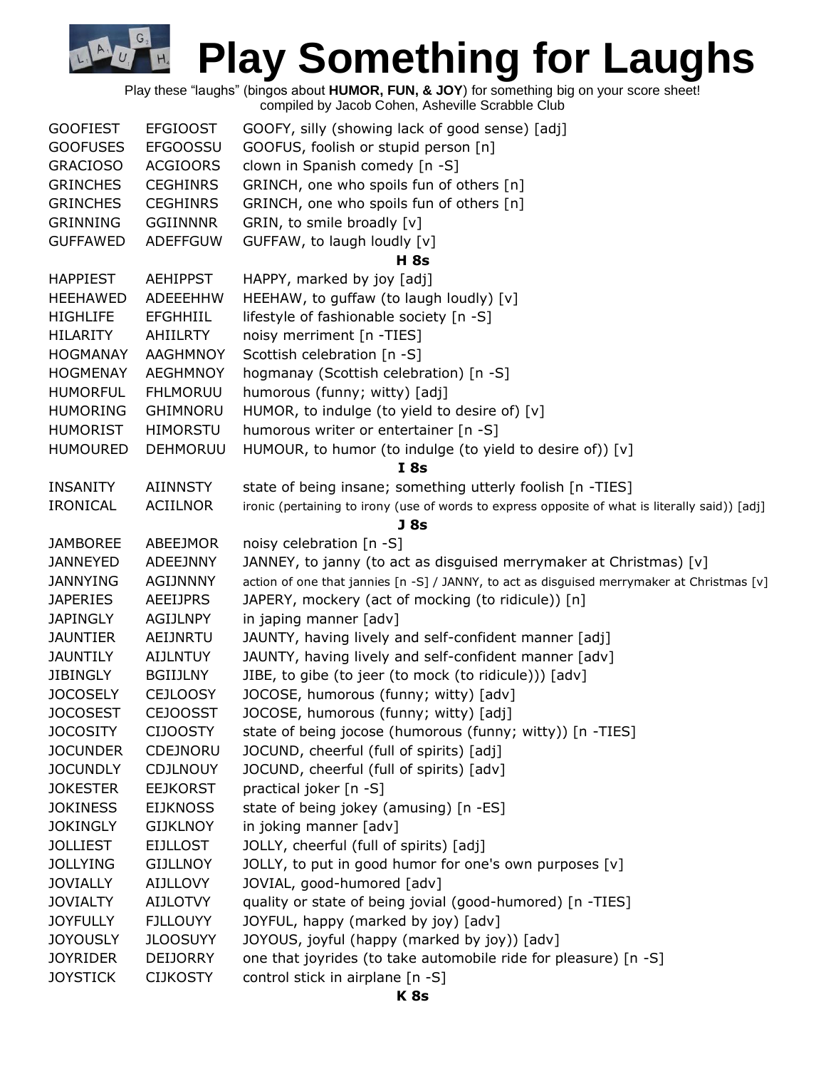# Play Something for Laughs

Play these "laughs" (bingos about **HUMOR, FUN, & JOY**) for something big on your score sheet!
compiled by Jacob Cohen, Asheville Scrabble Club

| | | |
|---|---|---|
| GOOFIEST | EFGIOOST | GOOFY, silly (showing lack of good sense) [adj] |
| GOOFUSES | EFGOOSSU | GOOFUS, foolish or stupid person [n] |
| GRACIOSO | ACGIOORS | clown in Spanish comedy [n -S] |
| GRINCHES | CEGHINRS | GRINCH, one who spoils fun of others [n] |
| GRINCHES | CEGHINRS | GRINCH, one who spoils fun of others [n] |
| GRINNING | GGIINNNR | GRIN, to smile broadly [v] |
| GUFFAWED | ADEFFGUW | GUFFAW, to laugh loudly [v] |

**H 8s**

| | | |
|---|---|---|
| HAPPIEST | AEHIPPST | HAPPY, marked by joy [adj] |
| HEEHAWED | ADEEEHHW | HEEHAW, to guffaw (to laugh loudly) [v] |
| HIGHLIFE | EFGHHIIL | lifestyle of fashionable society [n -S] |
| HILARITY | AHIILRTY | noisy merriment [n -TIES] |
| HOGMANAY | AAGHMNOY | Scottish celebration [n -S] |
| HOGMENAY | AEGHMNOY | hogmanay (Scottish celebration) [n -S] |
| HUMORFUL | FHLMORUU | humorous (funny; witty) [adj] |
| HUMORING | GHIMNORU | HUMOR, to indulge (to yield to desire of) [v] |
| HUMORIST | HIMORSTU | humorous writer or entertainer [n -S] |
| HUMOURED | DEHMORUU | HUMOUR, to humor (to indulge (to yield to desire of)) [v] |

**I 8s**

| | | |
|---|---|---|
| INSANITY | AIINNSTY | state of being insane; something utterly foolish [n -TIES] |
| IRONICAL | ACIILNOR | ironic (pertaining to irony (use of words to express opposite of what is literally said)) [adj] |

**J 8s**

| | | |
|---|---|---|
| JAMBOREE | ABEEJMOR | noisy celebration [n -S] |
| JANNEYED | ADEEJNNY | JANNEY, to janny (to act as disguised merrymaker at Christmas) [v] |
| JANNYING | AGIJNNNY | action of one that jannies [n -S] / JANNY, to act as disguised merrymaker at Christmas [v] |
| JAPERIES | AEEIJPRS | JAPERY, mockery (act of mocking (to ridicule)) [n] |
| JAPINGLY | AGIJLNPY | in japing manner [adv] |
| JAUNTIER | AEIJNRTU | JAUNTY, having lively and self-confident manner [adj] |
| JAUNTILY | AIJLNTUY | JAUNTY, having lively and self-confident manner [adv] |
| JIBINGLY | BGIIJLNY | JIBE, to gibe (to jeer (to mock (to ridicule))) [adv] |
| JOCOSELY | CEJLOOSY | JOCOSE, humorous (funny; witty) [adv] |
| JOCOSEST | CEJOOSST | JOCOSE, humorous (funny; witty) [adj] |
| JOCOSITY | CIJOOSTY | state of being jocose (humorous (funny; witty)) [n -TIES] |
| JOCUNDER | CDEJNORU | JOCUND, cheerful (full of spirits) [adj] |
| JOCUNDLY | CDJLNOUY | JOCUND, cheerful (full of spirits) [adv] |
| JOKESTER | EEJKORST | practical joker [n -S] |
| JOKINESS | EIJKNOSS | state of being jokey (amusing) [n -ES] |
| JOKINGLY | GIJKLNOY | in joking manner [adv] |
| JOLLIEST | EIJLLOST | JOLLY, cheerful (full of spirits) [adj] |
| JOLLYING | GIJLLNOY | JOLLY, to put in good humor for one's own purposes [v] |
| JOVIALLY | AIJLLOVY | JOVIAL, good-humored [adv] |
| JOVIALTY | AIJLOTVY | quality or state of being jovial (good-humored) [n -TIES] |
| JOYFULLY | FJLLOUYY | JOYFUL, happy (marked by joy) [adv] |
| JOYOUSLY | JLOOSUYY | JOYOUS, joyful (happy (marked by joy)) [adv] |
| JOYRIDER | DEIJORRY | one that joyrides (to take automobile ride for pleasure) [n -S] |
| JOYSTICK | CIJKOSTY | control stick in airplane [n -S] |

**K 8s**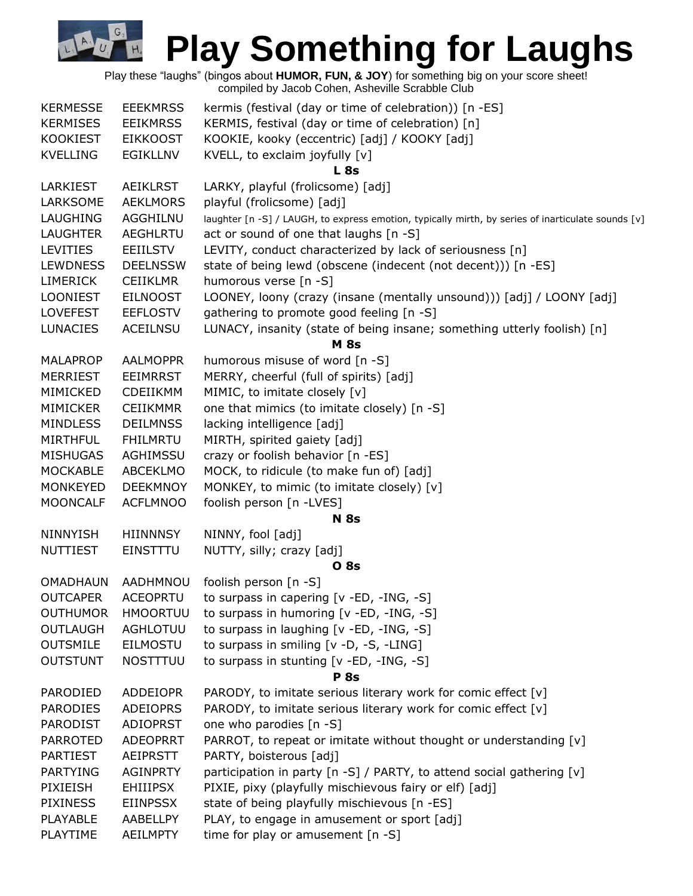# Play Something for Laughs

Play these "laughs" (bingos about **HUMOR, FUN, & JOY**) for something big on your score sheet!
compiled by Jacob Cohen, Asheville Scrabble Club

| | | |
|---|---|---|
| KERMESSE | EEEKMRSS | kermis (festival (day or time of celebration)) [n -ES] |
| KERMISES | EEIKMRSS | KERMIS, festival (day or time of celebration) [n] |
| KOOKIEST | EIKKOOST | KOOKIE, kooky (eccentric) [adj] / KOOKY [adj] |
| KVELLING | EGIKLLNV | KVELL, to exclaim joyfully [v] |
| | | **L 8s** |
| LARKIEST | AEIKLRST | LARKY, playful (frolicsome) [adj] |
| LARKSOME | AEKLMORS | playful (frolicsome) [adj] |
| LAUGHING | AGGHILNU | laughter [n -S] / LAUGH, to express emotion, typically mirth, by series of inarticulate sounds [v] |
| LAUGHTER | AEGHLRTU | act or sound of one that laughs [n -S] |
| LEVITIES | EEIILSTV | LEVITY, conduct characterized by lack of seriousness [n] |
| LEWDNESS | DEELNSSW | state of being lewd (obscene (indecent (not decent))) [n -ES] |
| LIMERICK | CEIIKLMR | humorous verse [n -S] |
| LOONIEST | EILNOOST | LOONEY, loony (crazy (insane (mentally unsound))) [adj] / LOONY [adj] |
| LOVEFEST | EEFLOSTV | gathering to promote good feeling [n -S] |
| LUNACIES | ACEILNSU | LUNACY, insanity (state of being insane; something utterly foolish) [n] |
| | | **M 8s** |
| MALAPROP | AALMOPPR | humorous misuse of word [n -S] |
| MERRIEST | EEIMRRST | MERRY, cheerful (full of spirits) [adj] |
| MIMICKED | CDEIIKMM | MIMIC, to imitate closely [v] |
| MIMICKER | CEIIKMMR | one that mimics (to imitate closely) [n -S] |
| MINDLESS | DEILMNSS | lacking intelligence [adj] |
| MIRTHFUL | FHILMRTU | MIRTH, spirited gaiety [adj] |
| MISHUGAS | AGHIMSSU | crazy or foolish behavior [n -ES] |
| MOCKABLE | ABCEKLMO | MOCK, to ridicule (to make fun of) [adj] |
| MONKEYED | DEEKMNOY | MONKEY, to mimic (to imitate closely) [v] |
| MOONCALF | ACFLMNOO | foolish person [n -LVES] |
| | | **N 8s** |
| NINNYISH | HIINNNSY | NINNY, fool [adj] |
| NUTTIEST | EINSTTTU | NUTTY, silly; crazy [adj] |
| | | **O 8s** |
| OMADHAUN | AADHMNOU | foolish person [n -S] |
| OUTCAPER | ACEOPRTU | to surpass in capering [v -ED, -ING, -S] |
| OUTHUMOR | HMOORTUU | to surpass in humoring [v -ED, -ING, -S] |
| OUTLAUGH | AGHLOTUU | to surpass in laughing [v -ED, -ING, -S] |
| OUTSMILE | EILMOSTU | to surpass in smiling [v -D, -S, -LING] |
| OUTSTUNT | NOSTTTUU | to surpass in stunting [v -ED, -ING, -S] |
| | | **P 8s** |
| PARODIED | ADDEIOPR | PARODY, to imitate serious literary work for comic effect [v] |
| PARODIES | ADEIOPRS | PARODY, to imitate serious literary work for comic effect [v] |
| PARODIST | ADIOPRST | one who parodies [n -S] |
| PARROTED | ADEOPRRT | PARROT, to repeat or imitate without thought or understanding [v] |
| PARTIEST | AEIPRSTT | PARTY, boisterous [adj] |
| PARTYING | AGINPRTY | participation in party [n -S] / PARTY, to attend social gathering [v] |
| PIXIEISH | EHIIIPSX | PIXIE, pixy (playfully mischievous fairy or elf) [adj] |
| PIXINESS | EIINPSSX | state of being playfully mischievous [n -ES] |
| PLAYABLE | AABELLPY | PLAY, to engage in amusement or sport [adj] |
| PLAYTIME | AEILMPTY | time for play or amusement [n -S] |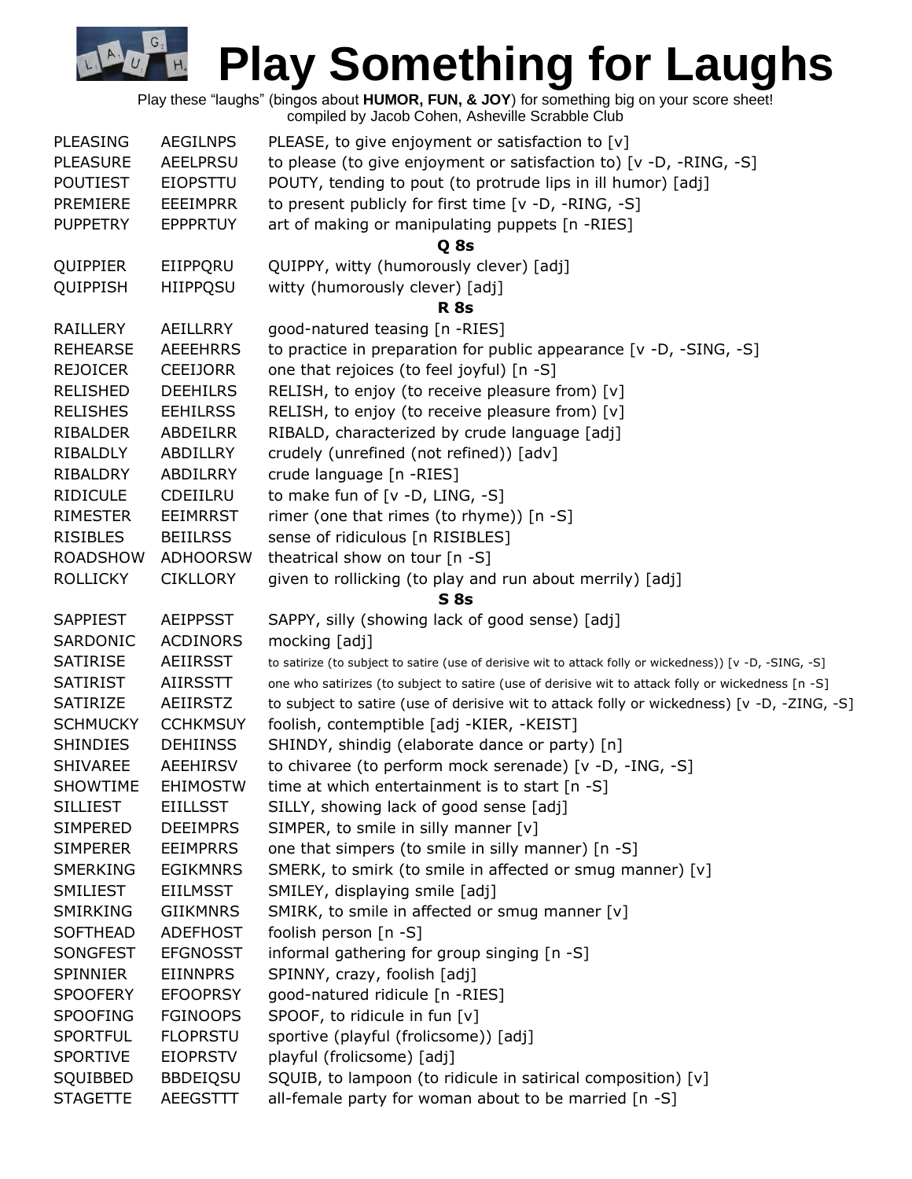# Play Something for Laughs

Play these "laughs" (bingos about **HUMOR, FUN, & JOY**) for something big on your score sheet!
compiled by Jacob Cohen, Asheville Scrabble Club

| | | |
|---|---|---|
| PLEASING | AEGILNPS | PLEASE, to give enjoyment or satisfaction to [v] |
| PLEASURE | AEELPRSU | to please (to give enjoyment or satisfaction to) [v -D, -RING, -S] |
| POUTIEST | EIOPSTTU | POUTY, tending to pout (to protrude lips in ill humor) [adj] |
| PREMIERE | EEEIMPRR | to present publicly for first time [v -D, -RING, -S] |
| PUPPETRY | EPPPRTUY | art of making or manipulating puppets [n -RIES] |
| | **Q 8s** | |
| QUIPPIER | EIIPPQRU | QUIPPY, witty (humorously clever) [adj] |
| QUIPPISH | HIIPPQSU | witty (humorously clever) [adj] |
| | **R 8s** | |
| RAILLERY | AEILLRRY | good-natured teasing [n -RIES] |
| REHEARSE | AEEEHRRS | to practice in preparation for public appearance [v -D, -SING, -S] |
| REJOICER | CEEIJORR | one that rejoices (to feel joyful) [n -S] |
| RELISHED | DEEHILRS | RELISH, to enjoy (to receive pleasure from) [v] |
| RELISHES | EEHILRSS | RELISH, to enjoy (to receive pleasure from) [v] |
| RIBALDER | ABDEILRR | RIBALD, characterized by crude language [adj] |
| RIBALDLY | ABDILLRY | crudely (unrefined (not refined)) [adv] |
| RIBALDRY | ABDILRRY | crude language [n -RIES] |
| RIDICULE | CDEIILRU | to make fun of [v -D, LING, -S] |
| RIMESTER | EEIMRRST | rimer (one that rimes (to rhyme)) [n -S] |
| RISIBLES | BEIILRSS | sense of ridiculous [n RISIBLES] |
| ROADSHOW | ADHOORSW | theatrical show on tour [n -S] |
| ROLLICKY | CIKLLORY | given to rollicking (to play and run about merrily) [adj] |
| | **S 8s** | |
| SAPPIEST | AEIPPSST | SAPPY, silly (showing lack of good sense) [adj] |
| SARDONIC | ACDINORS | mocking [adj] |
| SATIRISE | AEIIRSST | to satirize (to subject to satire (use of derisive wit to attack folly or wickedness)) [v -D, -SING, -S] |
| SATIRIST | AIIRSSTT | one who satirizes (to subject to satire (use of derisive wit to attack folly or wickedness [n -S] |
| SATIRIZE | AEIIRSTZ | to subject to satire (use of derisive wit to attack folly or wickedness) [v -D, -ZING, -S] |
| SCHMUCKY | CCHKMSUY | foolish, contemptible [adj -KIER, -KEIST] |
| SHINDIES | DEHIINSS | SHINDY, shindig (elaborate dance or party) [n] |
| SHIVAREE | AEEHIRSV | to chivaree (to perform mock serenade) [v -D, -ING, -S] |
| SHOWTIME | EHIMOSTW | time at which entertainment is to start [n -S] |
| SILLIEST | EIILLSST | SILLY, showing lack of good sense [adj] |
| SIMPERED | DEEIMPRS | SIMPER, to smile in silly manner [v] |
| SIMPERER | EEIMPRRS | one that simpers (to smile in silly manner) [n -S] |
| SMERKING | EGIKMNRS | SMERK, to smirk (to smile in affected or smug manner) [v] |
| SMILIEST | EIILMSST | SMILEY, displaying smile [adj] |
| SMIRKING | GIIKMNRS | SMIRK, to smile in affected or smug manner [v] |
| SOFTHEAD | ADEFHOST | foolish person [n -S] |
| SONGFEST | EFGNOSST | informal gathering for group singing [n -S] |
| SPINNIER | EIINNPRS | SPINNY, crazy, foolish [adj] |
| SPOOFERY | EFOOPRSY | good-natured ridicule [n -RIES] |
| SPOOFING | FGINOOPS | SPOOF, to ridicule in fun [v] |
| SPORTFUL | FLOPRSTU | sportive (playful (frolicsome)) [adj] |
| SPORTIVE | EIOPRSTV | playful (frolicsome) [adj] |
| SQUIBBED | BBDEIQSU | SQUIB, to lampoon (to ridicule in satirical composition) [v] |
| STAGETTE | AEEGSTTT | all-female party for woman about to be married [n -S] |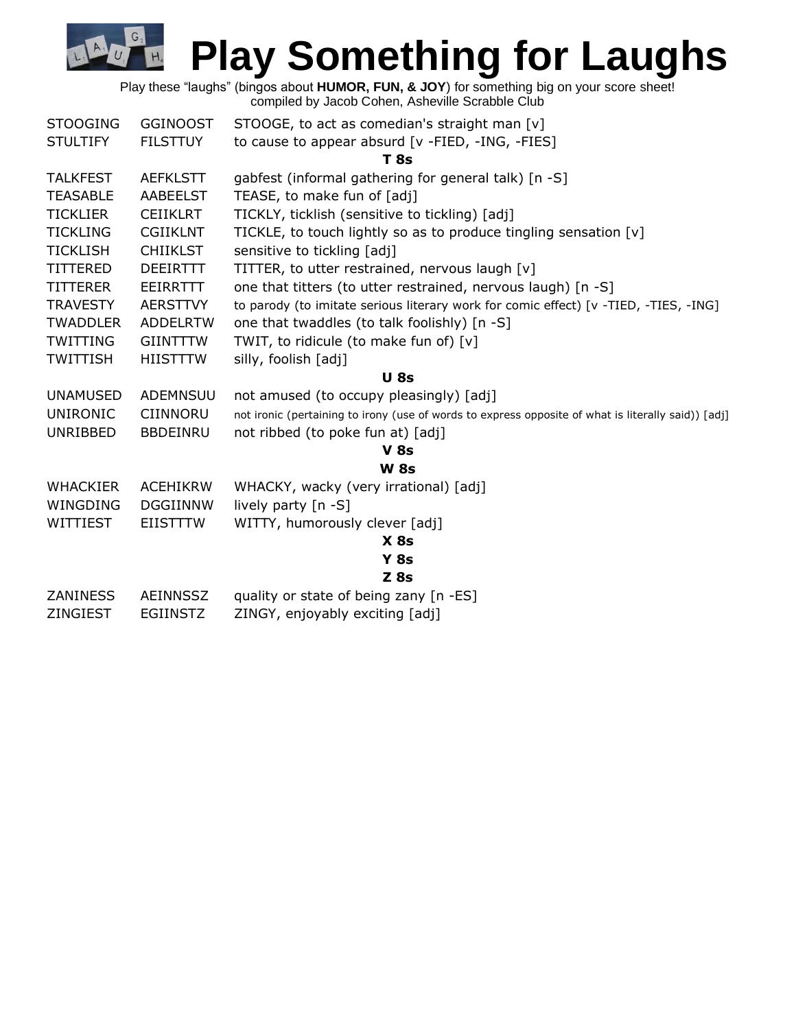# Play Something for Laughs

Play these "laughs" (bingos about **HUMOR, FUN, & JOY**) for something big on your score sheet!
compiled by Jacob Cohen, Asheville Scrabble Club

| | | |
|---|---|---|
| STOOGING | GGINOOST | STOOGE, to act as comedian's straight man [v] |
| STULTIFY | FILSTTUY | to cause to appear absurd [v -FIED, -ING, -FIES] |
| | | **T 8s** |
| TALKFEST | AEFKLSTT | gabfest (informal gathering for general talk) [n -S] |
| TEASABLE | AABEELST | TEASE, to make fun of [adj] |
| TICKLIER | CEIIKLRT | TICKLY, ticklish (sensitive to tickling) [adj] |
| TICKLING | CGIIKLNT | TICKLE, to touch lightly so as to produce tingling sensation [v] |
| TICKLISH | CHIIKLST | sensitive to tickling [adj] |
| TITTERED | DEEIRTTT | TITTER, to utter restrained, nervous laugh [v] |
| TITTERER | EEIRRTTT | one that titters (to utter restrained, nervous laugh) [n -S] |
| TRAVESTY | AERSTTVY | to parody (to imitate serious literary work for comic effect) [v -TIED, -TIES, -ING] |
| TWADDLER | ADDELRTW | one that twaddles (to talk foolishly) [n -S] |
| TWITTING | GIINTTTW | TWIT, to ridicule (to make fun of) [v] |
| TWITTISH | HIISTTTW | silly, foolish [adj] |
| | | **U 8s** |
| UNAMUSED | ADEMNSUU | not amused (to occupy pleasingly) [adj] |
| UNIRONIC | CIINNORU | not ironic (pertaining to irony (use of words to express opposite of what is literally said)) [adj] |
| UNRIBBED | BBDEINRU | not ribbed (to poke fun at) [adj] |
| | | **V 8s** |
| | | **W 8s** |
| WHACKIER | ACEHIKRW | WHACKY, wacky (very irrational) [adj] |
| WINGDING | DGGIINNW | lively party [n -S] |
| WITTIEST | EIISTTTW | WITTY, humorously clever [adj] |
| | | **X 8s** |
| | | **Y 8s** |
| | | **Z 8s** |
| ZANINESS | AEINNSSZ | quality or state of being zany [n -ES] |
| ZINGIEST | EGIINSTZ | ZINGY, enjoyably exciting [adj] |